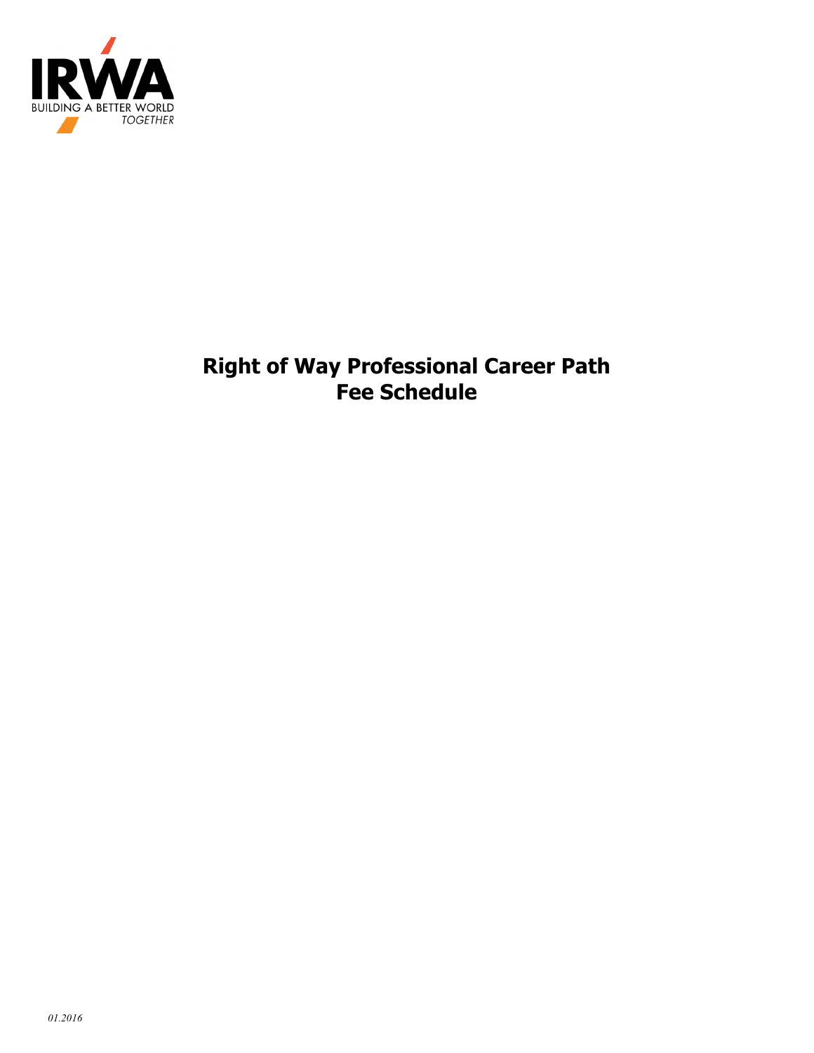IRWA
BUILDING A BETTER WORLD
TOGETHER

# Right of Way Professional Career Path
# Fee Schedule

*01.2016*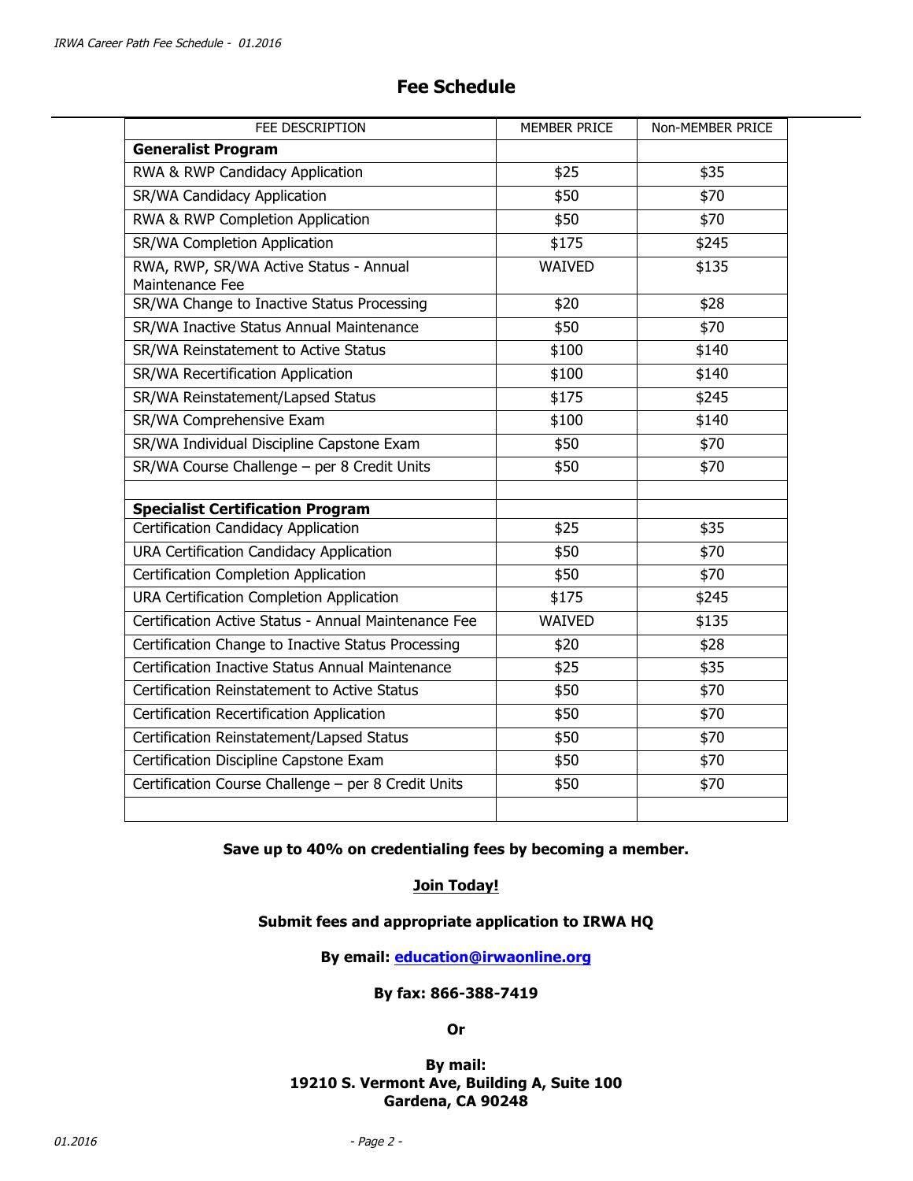# Fee Schedule

| FEE DESCRIPTION | MEMBER PRICE | Non-MEMBER PRICE |
|---|---|---|
| **Generalist Program** | | |
| RWA & RWP Candidacy Application | $25 | $35 |
| SR/WA Candidacy Application | $50 | $70 |
| RWA & RWP Completion Application | $50 | $70 |
| SR/WA Completion Application | $175 | $245 |
| RWA, RWP, SR/WA Active Status - Annual Maintenance Fee | WAIVED | $135 |
| SR/WA Change to Inactive Status Processing | $20 | $28 |
| SR/WA Inactive Status Annual Maintenance | $50 | $70 |
| SR/WA Reinstatement to Active Status | $100 | $140 |
| SR/WA Recertification Application | $100 | $140 |
| SR/WA Reinstatement/Lapsed Status | $175 | $245 |
| SR/WA Comprehensive Exam | $100 | $140 |
| SR/WA Individual Discipline Capstone Exam | $50 | $70 |
| SR/WA Course Challenge – per 8 Credit Units | $50 | $70 |
| | | |
| **Specialist Certification Program** | | |
| Certification Candidacy Application | $25 | $35 |
| URA Certification Candidacy Application | $50 | $70 |
| Certification Completion Application | $50 | $70 |
| URA Certification Completion Application | $175 | $245 |
| Certification Active Status - Annual Maintenance Fee | WAIVED | $135 |
| Certification Change to Inactive Status Processing | $20 | $28 |
| Certification Inactive Status Annual Maintenance | $25 | $35 |
| Certification Reinstatement to Active Status | $50 | $70 |
| Certification Recertification Application | $50 | $70 |
| Certification Reinstatement/Lapsed Status | $50 | $70 |
| Certification Discipline Capstone Exam | $50 | $70 |
| Certification Course Challenge – per 8 Credit Units | $50 | $70 |
| | | |

**Save up to 40% on credentialing fees by becoming a member.**

**Join Today!**

**Submit fees and appropriate application to IRWA HQ**

**By email: education@irwaonline.org**

**By fax: 866-388-7419**

**Or**

**By mail:**
**19210 S. Vermont Ave, Building A, Suite 100**
**Gardena, CA 90248**